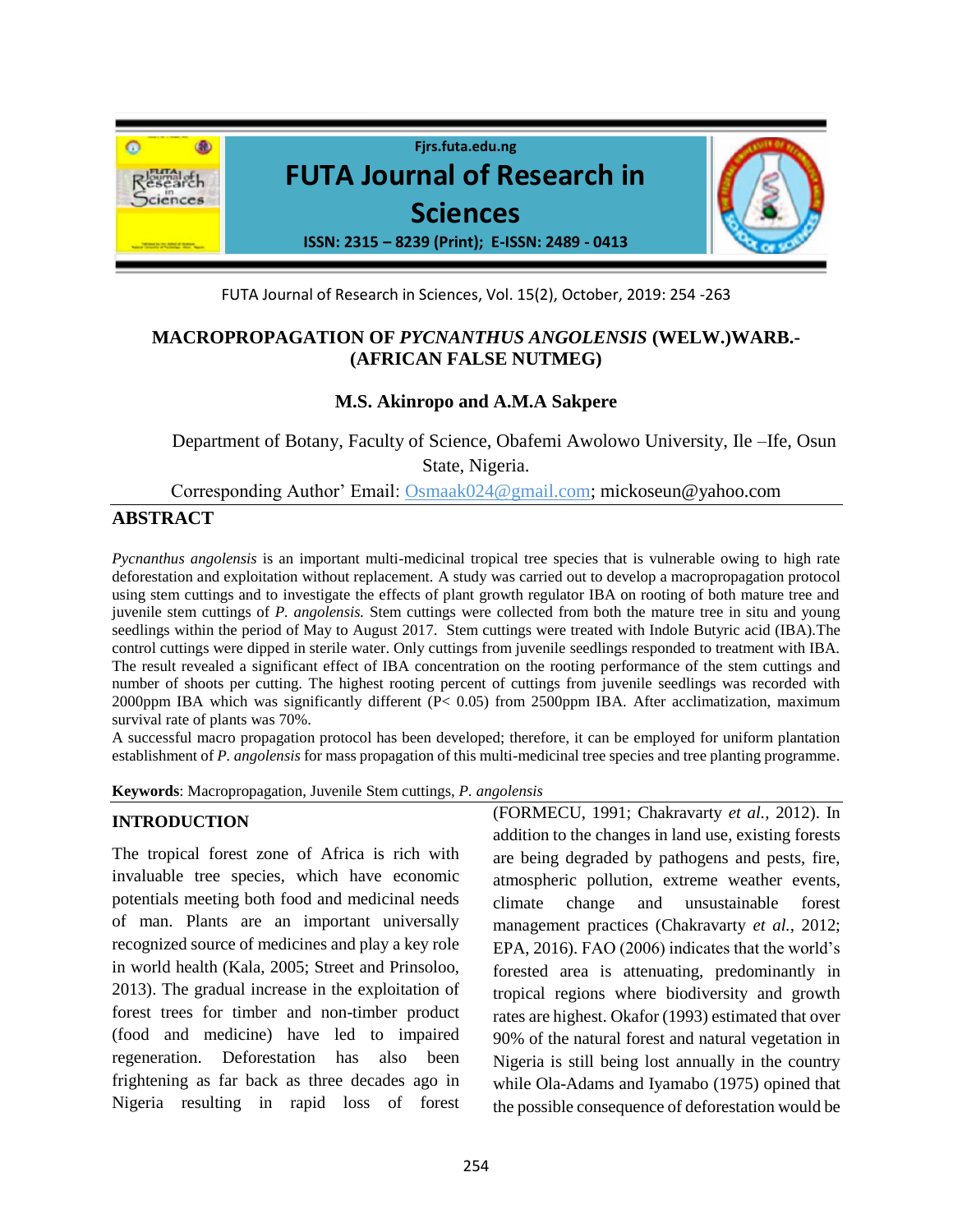# MACROPROPAGATION OF *PYCNANTHUS ANGOLENSIS* (WELW.)WARB.- (AFRICAN FALSE NUTMEG)

**M.S. Akinropo and A.M.A Sakpere**

Department of Botany, Faculty of Science, Obafemi Awolowo University, Ile –Ife, Osun State, Nigeria.

Corresponding Author' Email: Osmaak024@gmail.com; mickoseun@yahoo.com

## ABSTRACT

*Pycnanthus angolensis* is an important multi-medicinal tropical tree species that is vulnerable owing to high rate deforestation and exploitation without replacement. A study was carried out to develop a macropropagation protocol using stem cuttings and to investigate the effects of plant growth regulator IBA on rooting of both mature tree and juvenile stem cuttings of *P. angolensis.* Stem cuttings were collected from both the mature tree in situ and young seedlings within the period of May to August 2017. Stem cuttings were treated with Indole Butyric acid (IBA).The control cuttings were dipped in sterile water. Only cuttings from juvenile seedlings responded to treatment with IBA. The result revealed a significant effect of IBA concentration on the rooting performance of the stem cuttings and number of shoots per cutting. The highest rooting percent of cuttings from juvenile seedlings was recorded with 2000ppm IBA which was significantly different ($P< 0.05$) from 2500ppm IBA. After acclimatization, maximum survival rate of plants was 70%.

A successful macro propagation protocol has been developed; therefore, it can be employed for uniform plantation establishment of *P. angolensis* for mass propagation of this multi-medicinal tree species and tree planting programme.

**Keywords**: Macropropagation, Juvenile Stem cuttings, *P. angolensis*

## INTRODUCTION

The tropical forest zone of Africa is rich with invaluable tree species, which have economic potentials meeting both food and medicinal needs of man. Plants are an important universally recognized source of medicines and play a key role in world health (Kala, 2005; Street and Prinsoloo, 2013). The gradual increase in the exploitation of forest trees for timber and non-timber product (food and medicine) have led to impaired regeneration. Deforestation has also been frightening as far back as three decades ago in Nigeria resulting in rapid loss of forest (FORMECU, 1991; Chakravarty *et al.*, 2012). In addition to the changes in land use, existing forests are being degraded by pathogens and pests, fire, atmospheric pollution, extreme weather events, climate change and unsustainable forest management practices (Chakravarty *et al.*, 2012; EPA, 2016). FAO (2006) indicates that the world's forested area is attenuating, predominantly in tropical regions where biodiversity and growth rates are highest. Okafor (1993) estimated that over 90% of the natural forest and natural vegetation in Nigeria is still being lost annually in the country while Ola-Adams and Iyamabo (1975) opined that the possible consequence of deforestation would be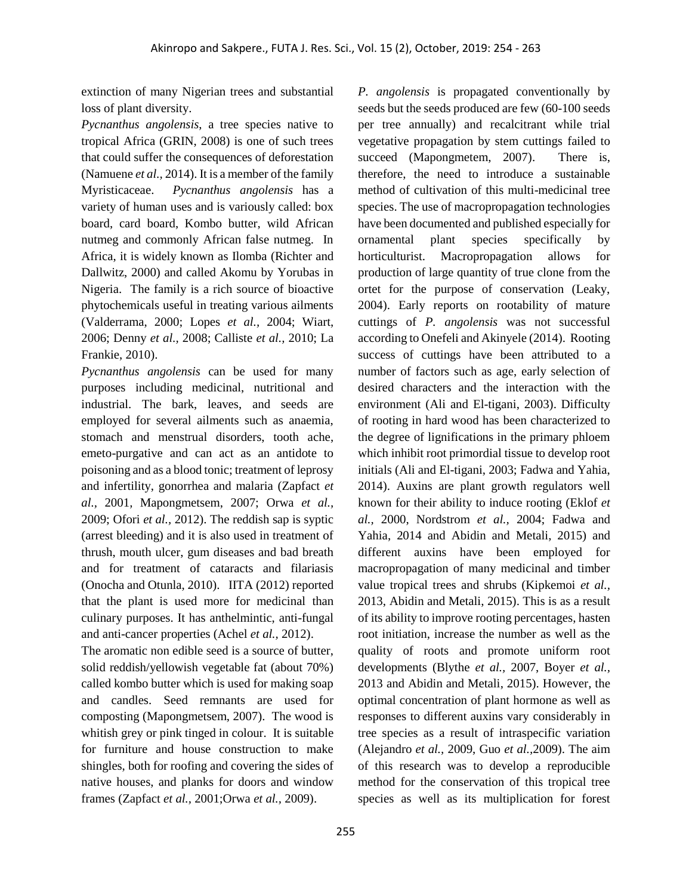extinction of many Nigerian trees and substantial loss of plant diversity.

*Pycnanthus angolensis*, a tree species native to tropical Africa (GRIN, 2008) is one of such trees that could suffer the consequences of deforestation (Namuene *et al.,* 2014). It is a member of the family Myristicaceae. *Pycnanthus angolensis* has a variety of human uses and is variously called: box board, card board, Kombo butter, wild African nutmeg and commonly African false nutmeg. In Africa, it is widely known as Ilomba (Richter and Dallwitz, 2000) and called Akomu by Yorubas in Nigeria. The family is a rich source of bioactive phytochemicals useful in treating various ailments (Valderrama, 2000; Lopes *et al.,* 2004; Wiart, 2006; Denny *et al.,* 2008; Calliste *et al.,* 2010; La Frankie, 2010).

*Pycnanthus angolensis* can be used for many purposes including medicinal, nutritional and industrial. The bark, leaves, and seeds are employed for several ailments such as anaemia, stomach and menstrual disorders, tooth ache, emeto-purgative and can act as an antidote to poisoning and as a blood tonic; treatment of leprosy and infertility, gonorrhea and malaria (Zapfact *et al.,* 2001, Mapongmetsem, 2007; Orwa *et al.,* 2009; Ofori *et al.,* 2012). The reddish sap is syptic (arrest bleeding) and it is also used in treatment of thrush, mouth ulcer, gum diseases and bad breath and for treatment of cataracts and filariasis (Onocha and Otunla, 2010). IITA (2012) reported that the plant is used more for medicinal than culinary purposes. It has anthelmintic, anti-fungal and anti-cancer properties (Achel *et al.,* 2012).

The aromatic non edible seed is a source of butter, solid reddish/yellowish vegetable fat (about 70%) called kombo butter which is used for making soap and candles. Seed remnants are used for composting (Mapongmetsem, 2007). The wood is whitish grey or pink tinged in colour. It is suitable for furniture and house construction to make shingles, both for roofing and covering the sides of native houses, and planks for doors and window frames (Zapfact *et al.,* 2001;Orwa *et al.,* 2009).

*P. angolensis* is propagated conventionally by seeds but the seeds produced are few (60-100 seeds per tree annually) and recalcitrant while trial vegetative propagation by stem cuttings failed to succeed (Mapongmetem, 2007). There is, therefore, the need to introduce a sustainable method of cultivation of this multi-medicinal tree species. The use of macropropagation technologies have been documented and published especially for ornamental plant species specifically by horticulturist. Macropropagation allows for production of large quantity of true clone from the ortet for the purpose of conservation (Leaky, 2004). Early reports on rootability of mature cuttings of *P. angolensis* was not successful according to Onefeli and Akinyele (2014). Rooting success of cuttings have been attributed to a number of factors such as age, early selection of desired characters and the interaction with the environment (Ali and El-tigani, 2003). Difficulty of rooting in hard wood has been characterized to the degree of lignifications in the primary phloem which inhibit root primordial tissue to develop root initials (Ali and El-tigani, 2003; Fadwa and Yahia, 2014). Auxins are plant growth regulators well known for their ability to induce rooting (Eklof *et al.,* 2000, Nordstrom *et al.,* 2004; Fadwa and Yahia, 2014 and Abidin and Metali, 2015) and different auxins have been employed for macropropagation of many medicinal and timber value tropical trees and shrubs (Kipkemoi *et al.,* 2013, Abidin and Metali, 2015). This is as a result of its ability to improve rooting percentages, hasten root initiation, increase the number as well as the quality of roots and promote uniform root developments (Blythe *et al.,* 2007, Boyer *et al.,* 2013 and Abidin and Metali, 2015). However, the optimal concentration of plant hormone as well as responses to different auxins vary considerably in tree species as a result of intraspecific variation (Alejandro *et al.,* 2009, Guo *et al.,*2009). The aim of this research was to develop a reproducible method for the conservation of this tropical tree species as well as its multiplication for forest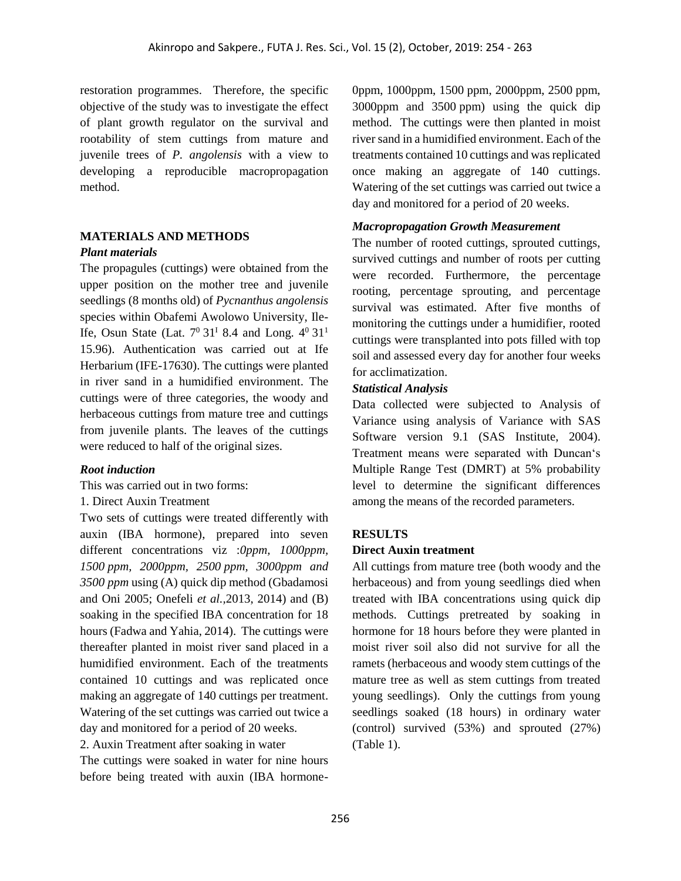restoration programmes. Therefore, the specific objective of the study was to investigate the effect of plant growth regulator on the survival and rootability of stem cuttings from mature and juvenile trees of *P. angolensis* with a view to developing a reproducible macropropagation method.

## MATERIALS AND METHODS

### *Plant materials*

The propagules (cuttings) were obtained from the upper position on the mother tree and juvenile seedlings (8 months old) of *Pycnanthus angolensis* species within Obafemi Awolowo University, Ile-Ife, Osun State (Lat. $7^0\ 31^1$ 8.4 and Long. $4^0\ 31^1$ 15.96). Authentication was carried out at Ife Herbarium (IFE-17630). The cuttings were planted in river sand in a humidified environment. The cuttings were of three categories, the woody and herbaceous cuttings from mature tree and cuttings from juvenile plants. The leaves of the cuttings were reduced to half of the original sizes.

### *Root induction*

This was carried out in two forms:

1. Direct Auxin Treatment

Two sets of cuttings were treated differently with auxin (IBA hormone), prepared into seven different concentrations viz :*0ppm, 1000ppm, 1500 ppm, 2000ppm, 2500 ppm, 3000ppm and 3500 ppm* using (A) quick dip method (Gbadamosi and Oni 2005; Onefeli *et al.,*2013, 2014) and (B) soaking in the specified IBA concentration for 18 hours (Fadwa and Yahia, 2014). The cuttings were thereafter planted in moist river sand placed in a humidified environment. Each of the treatments contained 10 cuttings and was replicated once making an aggregate of 140 cuttings per treatment. Watering of the set cuttings was carried out twice a day and monitored for a period of 20 weeks.

2. Auxin Treatment after soaking in water

The cuttings were soaked in water for nine hours before being treated with auxin (IBA hormone-0ppm, 1000ppm, 1500 ppm, 2000ppm, 2500 ppm, 3000ppm and 3500 ppm) using the quick dip method. The cuttings were then planted in moist river sand in a humidified environment. Each of the treatments contained 10 cuttings and was replicated once making an aggregate of 140 cuttings. Watering of the set cuttings was carried out twice a day and monitored for a period of 20 weeks.

### *Macropropagation Growth Measurement*

The number of rooted cuttings, sprouted cuttings, survived cuttings and number of roots per cutting were recorded. Furthermore, the percentage rooting, percentage sprouting, and percentage survival was estimated. After five months of monitoring the cuttings under a humidifier, rooted cuttings were transplanted into pots filled with top soil and assessed every day for another four weeks for acclimatization.

### *Statistical Analysis*

Data collected were subjected to Analysis of Variance using analysis of Variance with SAS Software version 9.1 (SAS Institute, 2004). Treatment means were separated with Duncan's Multiple Range Test (DMRT) at 5% probability level to determine the significant differences among the means of the recorded parameters.

## RESULTS

### Direct Auxin treatment

All cuttings from mature tree (both woody and the herbaceous) and from young seedlings died when treated with IBA concentrations using quick dip methods. Cuttings pretreated by soaking in hormone for 18 hours before they were planted in moist river soil also did not survive for all the ramets (herbaceous and woody stem cuttings of the mature tree as well as stem cuttings from treated young seedlings). Only the cuttings from young seedlings soaked (18 hours) in ordinary water (control) survived (53%) and sprouted (27%) (Table 1).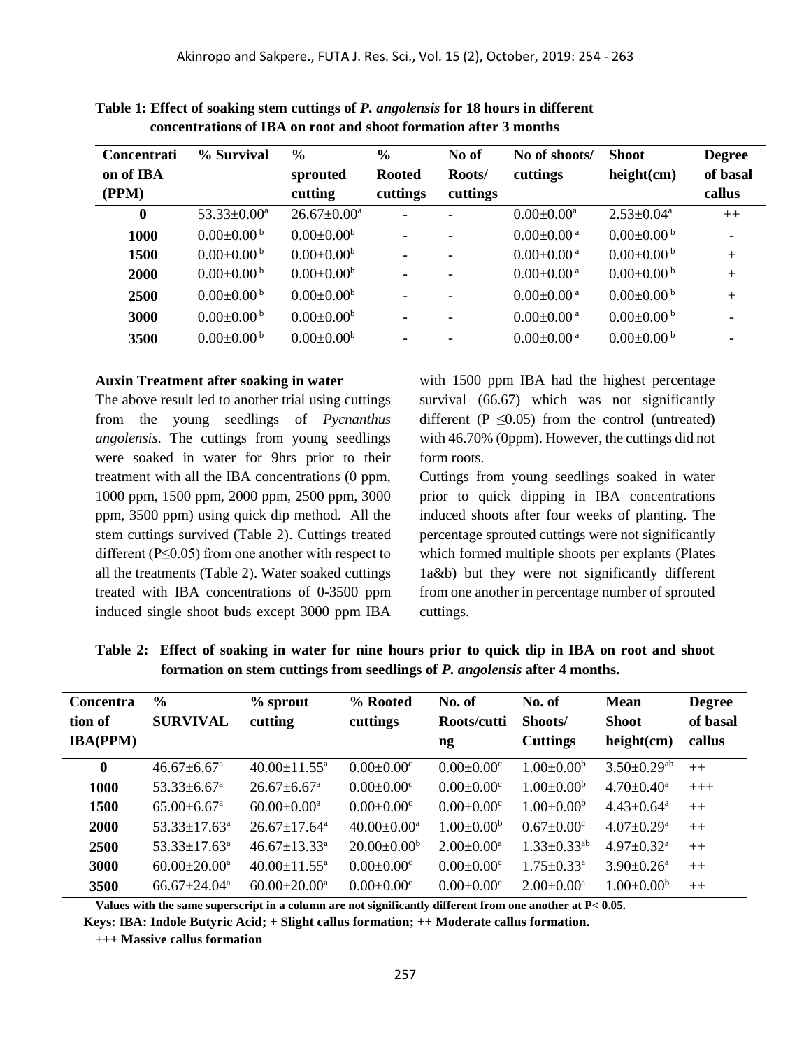**Table 1: Effect of soaking stem cuttings of *P. angolensis* for 18 hours in different concentrations of IBA on root and shoot formation after 3 months**

| Concentration of IBA (PPM) | % Survival | % sprouted cutting | % Rooted cuttings | No of Roots/ cuttings | No of shoots/ cuttings | Shoot height(cm) | Degree of basal callus |
|---|---|---|---|---|---|---|---|
| **0** | $53.33{\pm}0.00^{a}$ | $26.67{\pm}0.00^{a}$ | - | - | $0.00{\pm}0.00^{a}$ | $2.53{\pm}0.04^{a}$ | ++ |
| **1000** | $0.00{\pm}0.00^{b}$ | $0.00{\pm}0.00^{b}$ | - | - | $0.00{\pm}0.00^{a}$ | $0.00{\pm}0.00^{b}$ | - |
| **1500** | $0.00{\pm}0.00^{b}$ | $0.00{\pm}0.00^{b}$ | - | - | $0.00{\pm}0.00^{a}$ | $0.00{\pm}0.00^{b}$ | + |
| **2000** | $0.00{\pm}0.00^{b}$ | $0.00{\pm}0.00^{b}$ | - | - | $0.00{\pm}0.00^{a}$ | $0.00{\pm}0.00^{b}$ | + |
| **2500** | $0.00{\pm}0.00^{b}$ | $0.00{\pm}0.00^{b}$ | - | - | $0.00{\pm}0.00^{a}$ | $0.00{\pm}0.00^{b}$ | + |
| **3000** | $0.00{\pm}0.00^{b}$ | $0.00{\pm}0.00^{b}$ | - | - | $0.00{\pm}0.00^{a}$ | $0.00{\pm}0.00^{b}$ | - |
| **3500** | $0.00{\pm}0.00^{b}$ | $0.00{\pm}0.00^{b}$ | - | - | $0.00{\pm}0.00^{a}$ | $0.00{\pm}0.00^{b}$ | - |

**Auxin Treatment after soaking in water**

The above result led to another trial using cuttings from the young seedlings of *Pycnanthus angolensis*. The cuttings from young seedlings were soaked in water for 9hrs prior to their treatment with all the IBA concentrations (0 ppm, 1000 ppm, 1500 ppm, 2000 ppm, 2500 ppm, 3000 ppm, 3500 ppm) using quick dip method. All the stem cuttings survived (Table 2). Cuttings treated different ($P \leq 0.05$) from one another with respect to all the treatments (Table 2). Water soaked cuttings treated with IBA concentrations of 0-3500 ppm induced single shoot buds except 3000 ppm IBA with 1500 ppm IBA had the highest percentage survival (66.67) which was not significantly different ($P \leq 0.05$) from the control (untreated) with 46.70% (0ppm). However, the cuttings did not form roots.

Cuttings from young seedlings soaked in water prior to quick dipping in IBA concentrations induced shoots after four weeks of planting. The percentage sprouted cuttings were not significantly which formed multiple shoots per explants (Plates 1a&b) but they were not significantly different from one another in percentage number of sprouted cuttings.

**Table 2: Effect of soaking in water for nine hours prior to quick dip in IBA on root and shoot formation on stem cuttings from seedlings of *P. angolensis* after 4 months.**

| Concentration of IBA(PPM) | % SURVIVAL | % sprout cutting | % Rooted cuttings | No. of Roots/cutting | No. of Shoots/ Cuttings | Mean Shoot height(cm) | Degree of basal callus |
|---|---|---|---|---|---|---|---|
| **0** | $46.67{\pm}6.67^{a}$ | $40.00{\pm}11.55^{a}$ | $0.00{\pm}0.00^{c}$ | $0.00{\pm}0.00^{c}$ | $1.00{\pm}0.00^{b}$ | $3.50{\pm}0.29^{ab}$ | ++ |
| **1000** | $53.33{\pm}6.67^{a}$ | $26.67{\pm}6.67^{a}$ | $0.00{\pm}0.00^{c}$ | $0.00{\pm}0.00^{c}$ | $1.00{\pm}0.00^{b}$ | $4.70{\pm}0.40^{a}$ | +++ |
| **1500** | $65.00{\pm}6.67^{a}$ | $60.00{\pm}0.00^{a}$ | $0.00{\pm}0.00^{c}$ | $0.00{\pm}0.00^{c}$ | $1.00{\pm}0.00^{b}$ | $4.43{\pm}0.64^{a}$ | ++ |
| **2000** | $53.33{\pm}17.63^{a}$ | $26.67{\pm}17.64^{a}$ | $40.00{\pm}0.00^{a}$ | $1.00{\pm}0.00^{b}$ | $0.67{\pm}0.00^{c}$ | $4.07{\pm}0.29^{a}$ | ++ |
| **2500** | $53.33{\pm}17.63^{a}$ | $46.67{\pm}13.33^{a}$ | $20.00{\pm}0.00^{b}$ | $2.00{\pm}0.00^{a}$ | $1.33{\pm}0.33^{ab}$ | $4.97{\pm}0.32^{a}$ | ++ |
| **3000** | $60.00{\pm}20.00^{a}$ | $40.00{\pm}11.55^{a}$ | $0.00{\pm}0.00^{c}$ | $0.00{\pm}0.00^{c}$ | $1.75{\pm}0.33^{a}$ | $3.90{\pm}0.26^{a}$ | ++ |
| **3500** | $66.67{\pm}24.04^{a}$ | $60.00{\pm}20.00^{a}$ | $0.00{\pm}0.00^{c}$ | $0.00{\pm}0.00^{c}$ | $2.00{\pm}0.00^{a}$ | $1.00{\pm}0.00^{b}$ | ++ |

**Values with the same superscript in a column are not significantly different from one another at P< 0.05.**

**Keys: IBA: Indole Butyric Acid; + Slight callus formation; ++ Moderate callus formation.**

**+++ Massive callus formation**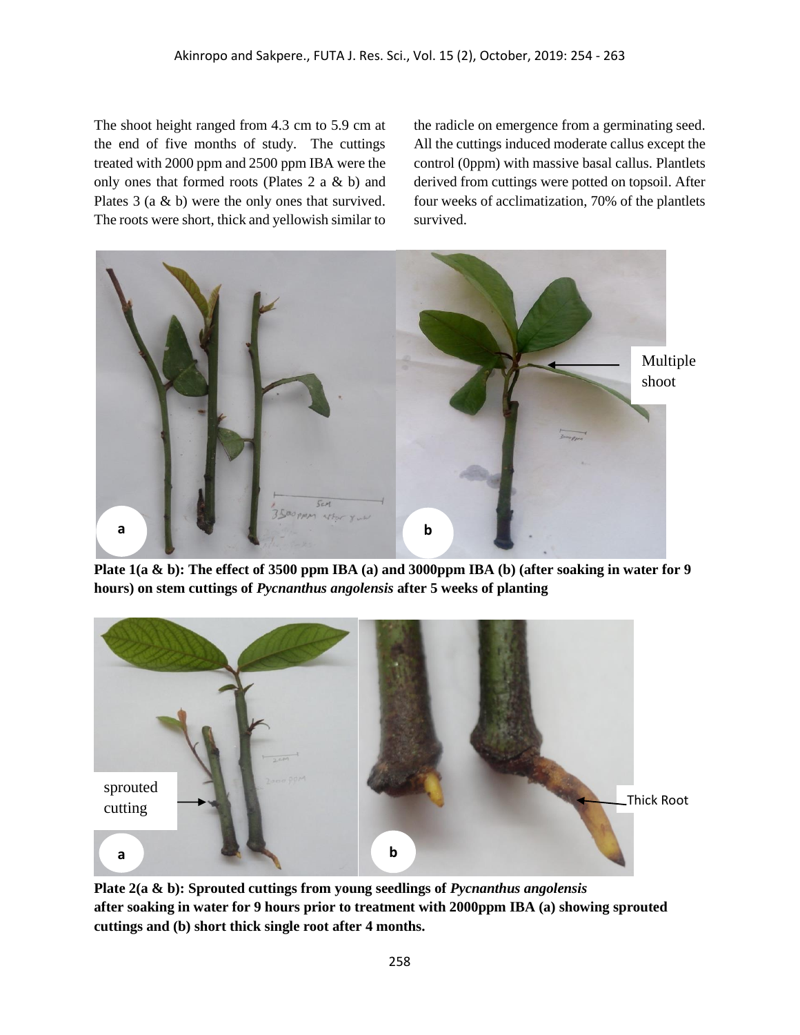The shoot height ranged from 4.3 cm to 5.9 cm at the end of five months of study. The cuttings treated with 2000 ppm and 2500 ppm IBA were the only ones that formed roots (Plates 2 a & b) and Plates 3 (a & b) were the only ones that survived. The roots were short, thick and yellowish similar to the radicle on emergence from a germinating seed. All the cuttings induced moderate callus except the control (0ppm) with massive basal callus. Plantlets derived from cuttings were potted on topsoil. After four weeks of acclimatization, 70% of the plantlets survived.

**Plate 1(a & b): The effect of 3500 ppm IBA (a) and 3000ppm IBA (b) (after soaking in water for 9 hours) on stem cuttings of *Pycnanthus angolensis* after 5 weeks of planting**

**Plate 2(a & b): Sprouted cuttings from young seedlings of *Pycnanthus angolensis* after soaking in water for 9 hours prior to treatment with 2000ppm IBA (a) showing sprouted cuttings and (b) short thick single root after 4 months.**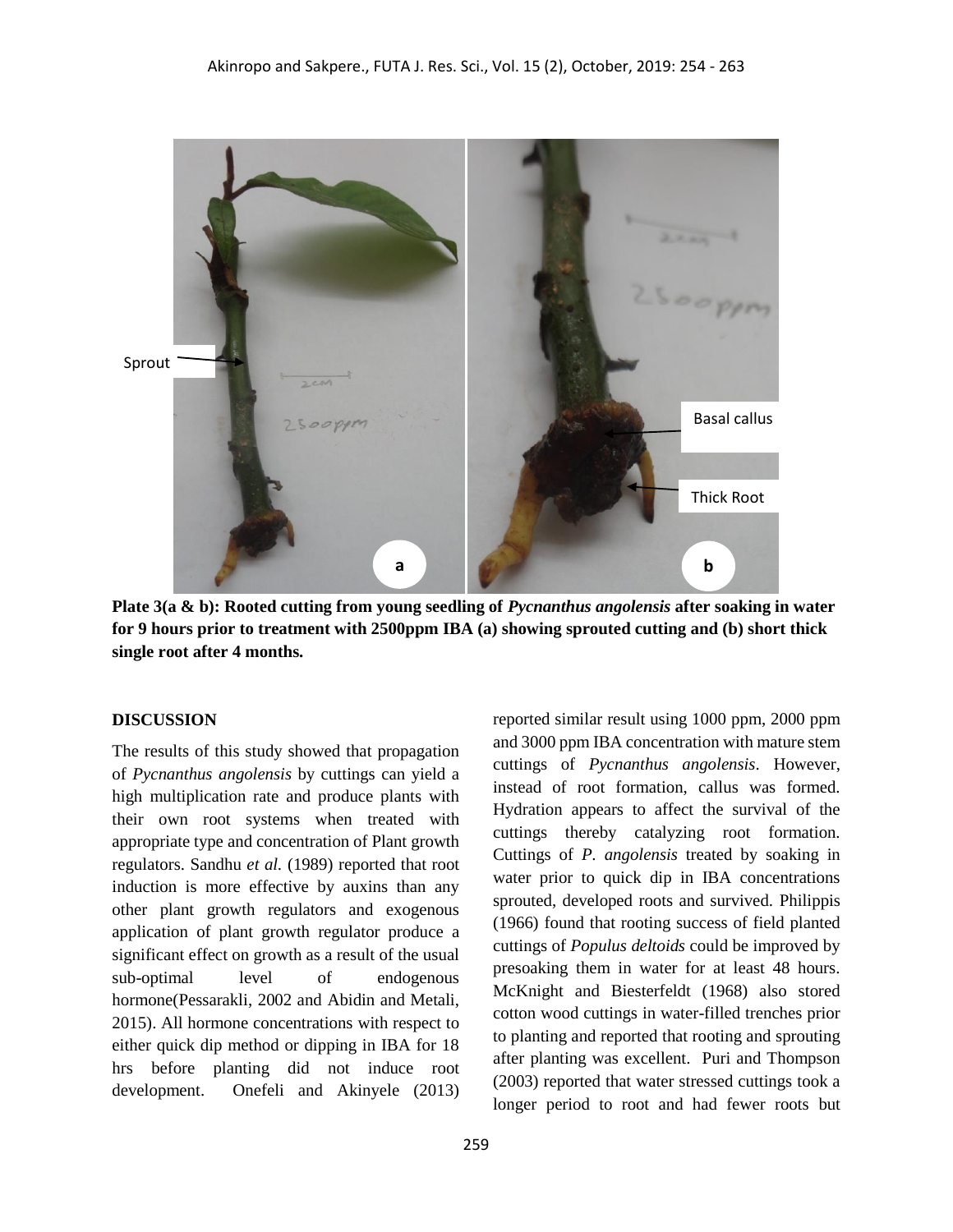**Plate 3(a & b): Rooted cutting from young seedling of *Pycnanthus angolensis* after soaking in water for 9 hours prior to treatment with 2500ppm IBA (a) showing sprouted cutting and (b) short thick single root after 4 months.**

## DISCUSSION

The results of this study showed that propagation of *Pycnanthus angolensis* by cuttings can yield a high multiplication rate and produce plants with their own root systems when treated with appropriate type and concentration of Plant growth regulators. Sandhu *et al.* (1989) reported that root induction is more effective by auxins than any other plant growth regulators and exogenous application of plant growth regulator produce a significant effect on growth as a result of the usual sub-optimal level of endogenous hormone(Pessarakli, 2002 and Abidin and Metali, 2015). All hormone concentrations with respect to either quick dip method or dipping in IBA for 18 hrs before planting did not induce root development. Onefeli and Akinyele (2013) reported similar result using 1000 ppm, 2000 ppm and 3000 ppm IBA concentration with mature stem cuttings of *Pycnanthus angolensis*. However, instead of root formation, callus was formed. Hydration appears to affect the survival of the cuttings thereby catalyzing root formation. Cuttings of *P. angolensis* treated by soaking in water prior to quick dip in IBA concentrations sprouted, developed roots and survived. Philippis (1966) found that rooting success of field planted cuttings of *Populus deltoids* could be improved by presoaking them in water for at least 48 hours. McKnight and Biesterfeldt (1968) also stored cotton wood cuttings in water-filled trenches prior to planting and reported that rooting and sprouting after planting was excellent. Puri and Thompson (2003) reported that water stressed cuttings took a longer period to root and had fewer roots but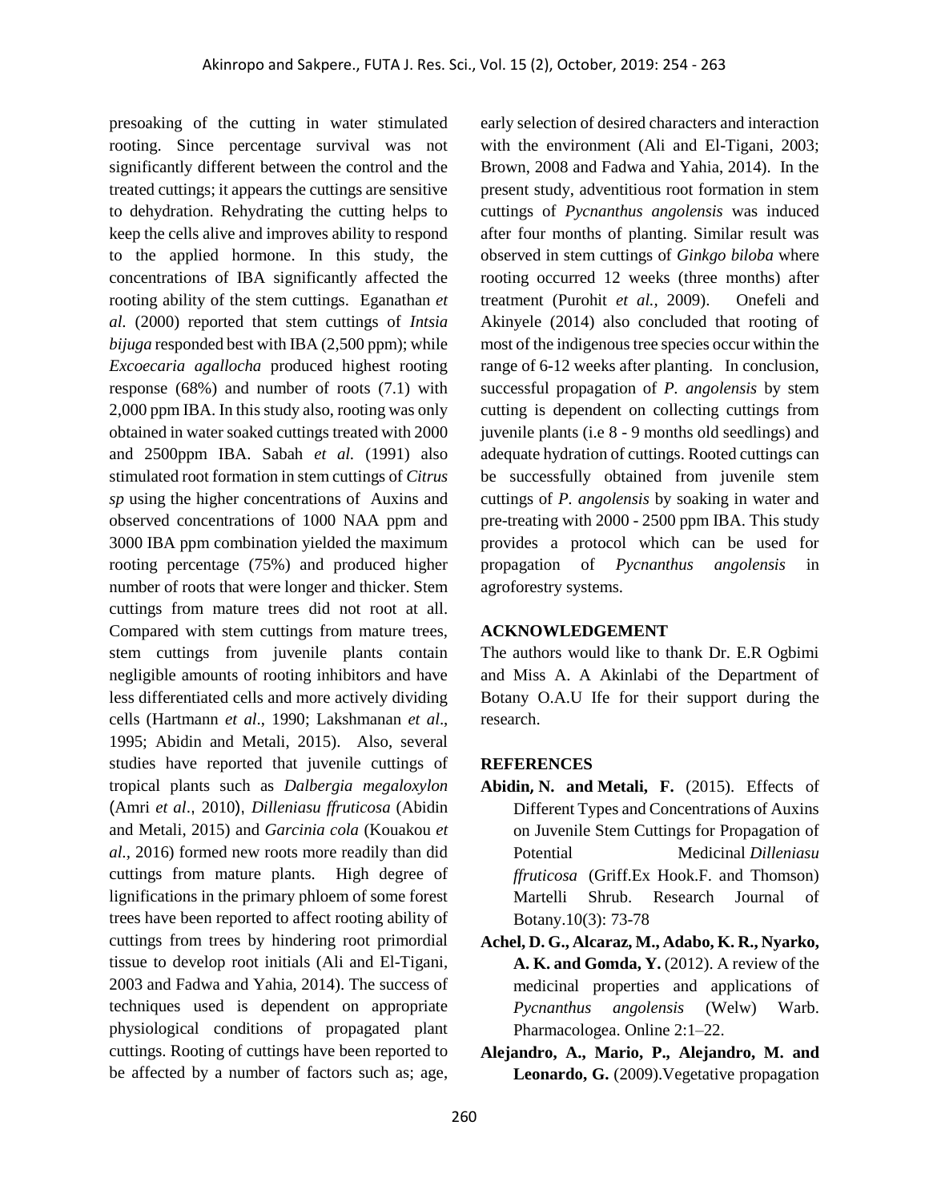presoaking of the cutting in water stimulated rooting. Since percentage survival was not significantly different between the control and the treated cuttings; it appears the cuttings are sensitive to dehydration. Rehydrating the cutting helps to keep the cells alive and improves ability to respond to the applied hormone. In this study, the concentrations of IBA significantly affected the rooting ability of the stem cuttings. Eganathan *et al.* (2000) reported that stem cuttings of *Intsia bijuga* responded best with IBA (2,500 ppm); while *Excoecaria agallocha* produced highest rooting response (68%) and number of roots (7.1) with 2,000 ppm IBA. In this study also, rooting was only obtained in water soaked cuttings treated with 2000 and 2500ppm IBA. Sabah *et al.* (1991) also stimulated root formation in stem cuttings of *Citrus sp* using the higher concentrations of Auxins and observed concentrations of 1000 NAA ppm and 3000 IBA ppm combination yielded the maximum rooting percentage (75%) and produced higher number of roots that were longer and thicker. Stem cuttings from mature trees did not root at all. Compared with stem cuttings from mature trees, stem cuttings from juvenile plants contain negligible amounts of rooting inhibitors and have less differentiated cells and more actively dividing cells (Hartmann *et al*., 1990; Lakshmanan *et al*., 1995; Abidin and Metali, 2015). Also, several studies have reported that juvenile cuttings of tropical plants such as *Dalbergia megaloxylon* (Amri *et al*., 2010), *Dilleniasu ffruticosa* (Abidin and Metali, 2015) and *Garcinia cola* (Kouakou *et al.,* 2016) formed new roots more readily than did cuttings from mature plants. High degree of lignifications in the primary phloem of some forest trees have been reported to affect rooting ability of cuttings from trees by hindering root primordial tissue to develop root initials (Ali and El-Tigani, 2003 and Fadwa and Yahia, 2014). The success of techniques used is dependent on appropriate physiological conditions of propagated plant cuttings. Rooting of cuttings have been reported to be affected by a number of factors such as; age, early selection of desired characters and interaction with the environment (Ali and El-Tigani, 2003; Brown, 2008 and Fadwa and Yahia, 2014). In the present study, adventitious root formation in stem cuttings of *Pycnanthus angolensis* was induced after four months of planting. Similar result was observed in stem cuttings of *Ginkgo biloba* where rooting occurred 12 weeks (three months) after treatment (Purohit *et al.,* 2009). Onefeli and Akinyele (2014) also concluded that rooting of most of the indigenous tree species occur within the range of 6-12 weeks after planting. In conclusion, successful propagation of *P. angolensis* by stem cutting is dependent on collecting cuttings from juvenile plants (i.e 8 - 9 months old seedlings) and adequate hydration of cuttings. Rooted cuttings can be successfully obtained from juvenile stem cuttings of *P. angolensis* by soaking in water and pre-treating with 2000 - 2500 ppm IBA. This study provides a protocol which can be used for propagation of *Pycnanthus angolensis* in agroforestry systems.

## ACKNOWLEDGEMENT

The authors would like to thank Dr. E.R Ogbimi and Miss A. A Akinlabi of the Department of Botany O.A.U Ife for their support during the research.

## REFERENCES

**Abidin, N. and Metali, F.** (2015). Effects of Different Types and Concentrations of Auxins on Juvenile Stem Cuttings for Propagation of Potential Medicinal *Dilleniasu ffruticosa* (Griff.Ex Hook.F. and Thomson) Martelli Shrub. Research Journal of Botany.10(3): 73-78

**Achel, D. G., Alcaraz, M., Adabo, K. R., Nyarko, A. K. and Gomda, Y.** (2012). A review of the medicinal properties and applications of *Pycnanthus angolensis* (Welw) Warb. Pharmacologea. Online 2:1–22.

**Alejandro, A., Mario, P., Alejandro, M. and Leonardo, G.** (2009).Vegetative propagation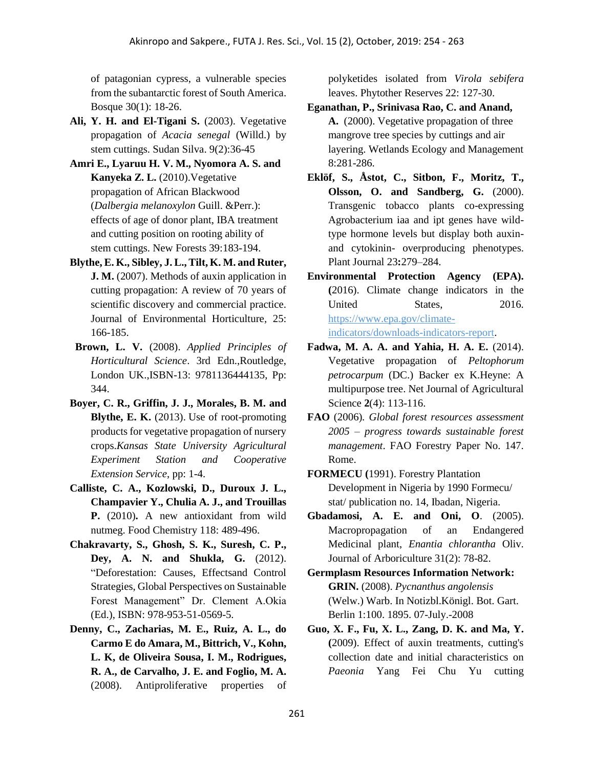of patagonian cypress, a vulnerable species from the subantarctic forest of South America. Bosque 30(1): 18-26.

**Ali, Y. H. and El-Tigani S.** (2003). Vegetative propagation of *Acacia senegal* (Willd.) by stem cuttings. Sudan Silva. 9(2):36-45

**Amri E., Lyaruu H. V. M., Nyomora A. S. and Kanyeka Z. L.** (2010).Vegetative propagation of African Blackwood (*Dalbergia melanoxylon* Guill. &Perr.): effects of age of donor plant, IBA treatment and cutting position on rooting ability of stem cuttings. New Forests 39:183-194.

**Blythe, E. K., Sibley, J. L., Tilt, K. M. and Ruter, J. M.** (2007). Methods of auxin application in cutting propagation: A review of 70 years of scientific discovery and commercial practice. Journal of Environmental Horticulture, 25: 166-185.

**Brown, L. V.** (2008). *Applied Principles of Horticultural Science*. 3rd Edn.,Routledge, London UK.,ISBN-13: 9781136444135, Pp: 344.

**Boyer, C. R., Griffin, J. J., Morales, B. M. and Blythe, E. K.** (2013). Use of root-promoting products for vegetative propagation of nursery crops.*Kansas State University Agricultural Experiment Station and Cooperative Extension Service*, pp: 1-4.

**Calliste, C. A., Kozlowski, D., Duroux J. L., Champavier Y., Chulia A. J., and Trouillas P.** (2010)**.** A new antioxidant from wild nutmeg. Food Chemistry 118: 489-496.

**Chakravarty, S., Ghosh, S. K., Suresh, C. P., Dey, A. N. and Shukla, G.** (2012). "Deforestation: Causes, Effectsand Control Strategies, Global Perspectives on Sustainable Forest Management" Dr. Clement A.Okia (Ed.), ISBN: 978-953-51-0569-5.

**Denny, C., Zacharias, M. E., Ruiz, A. L., do Carmo E do Amara, M., Bittrich, V., Kohn, L. K, de Oliveira Sousa, I. M., Rodrigues, R. A., de Carvalho, J. E. and Foglio, M. A.** (2008). Antiproliferative properties of polyketides isolated from *Virola sebifera* leaves. Phytother Reserves 22: 127-30.

**Eganathan, P., Srinivasa Rao, C. and Anand, A.** (2000). Vegetative propagation of three mangrove tree species by cuttings and air layering. Wetlands Ecology and Management 8:281-286.

**Eklöf, S., Åstot, C., Sitbon, F., Moritz, T., Olsson, O. and Sandberg, G.** (2000). Transgenic tobacco plants co-expressing Agrobacterium iaa and ipt genes have wild-type hormone levels but display both auxin- and cytokinin- overproducing phenotypes. Plant Journal 23**:**279–284.

**Environmental Protection Agency (EPA). (**2016). Climate change indicators in the United States, 2016. https://www.epa.gov/climate-indicators/downloads-indicators-report.

**Fadwa, M. A. A. and Yahia, H. A. E.** (2014). Vegetative propagation of *Peltophorum petrocarpum* (DC.) Backer ex K.Heyne: A multipurpose tree. Net Journal of Agricultural Science **2**(4): 113-116.

**FAO** (2006)*. Global forest resources assessment 2005 – progress towards sustainable forest management*. FAO Forestry Paper No. 147. Rome.

**FORMECU (**1991). Forestry Plantation Development in Nigeria by 1990 Formecu/ stat/ publication no. 14, Ibadan, Nigeria.

**Gbadamosi, A. E. and Oni, O**. (2005). Macropropagation of an Endangered Medicinal plant, *Enantia chlorantha* Oliv. Journal of Arboriculture 31(2): 78-82.

**Germplasm Resources Information Network: GRIN.** (2008). *Pycnanthus angolensis* (Welw.) Warb. In Notizbl.Königl. Bot. Gart. Berlin 1:100. 1895. 07-July.-2008

**Guo, X. F., Fu, X. L., Zang, D. K. and Ma, Y. (**2009). Effect of auxin treatments, cutting's collection date and initial characteristics on *Paeonia* Yang Fei Chu Yu cutting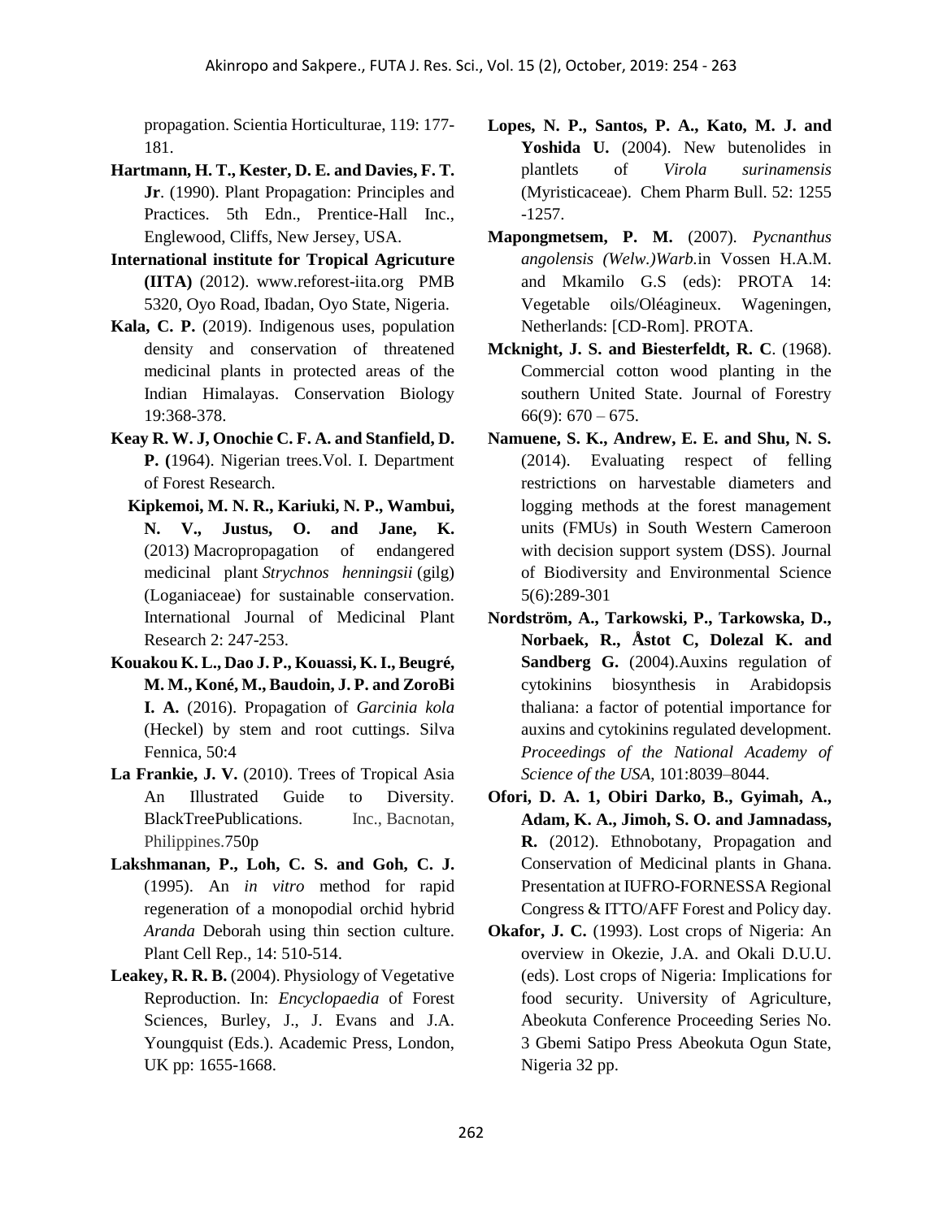propagation. Scientia Horticulturae, 119: 177-181.

**Hartmann, H. T., Kester, D. E. and Davies, F. T. Jr**. (1990). Plant Propagation: Principles and Practices. 5th Edn., Prentice-Hall Inc., Englewood, Cliffs, New Jersey, USA.

**International institute for Tropical Agricuture (IITA)** (2012). www.reforest-iita.org PMB 5320, Oyo Road, Ibadan, Oyo State, Nigeria.

**Kala, C. P.** (2019). Indigenous uses, population density and conservation of threatened medicinal plants in protected areas of the Indian Himalayas. Conservation Biology 19:368-378.

**Keay R. W. J, Onochie C. F. A. and Stanfield, D. P. (**1964). Nigerian trees.Vol. I. Department of Forest Research.

**Kipkemoi, M. N. R., Kariuki, N. P., Wambui, N. V., Justus, O. and Jane, K.** (2013) Macropropagation of endangered medicinal plant *Strychnos henningsii* (gilg) (Loganiaceae) for sustainable conservation. International Journal of Medicinal Plant Research 2: 247-253.

**Kouakou K. L., Dao J. P., Kouassi, K. I., Beugré, M. M., Koné, M., Baudoin, J. P. and ZoroBi I. A.** (2016). Propagation of *Garcinia kola* (Heckel) by stem and root cuttings. Silva Fennica, 50:4

**La Frankie, J. V.** (2010). Trees of Tropical Asia An Illustrated Guide to Diversity. BlackTreePublications. Inc., Bacnotan, Philippines.750p

**Lakshmanan, P., Loh, C. S. and Goh, C. J.** (1995). An *in vitro* method for rapid regeneration of a monopodial orchid hybrid *Aranda* Deborah using thin section culture. Plant Cell Rep., 14: 510-514.

**Leakey, R. R. B.** (2004). Physiology of Vegetative Reproduction. In: *Encyclopaedia* of Forest Sciences, Burley, J., J. Evans and J.A. Youngquist (Eds.). Academic Press, London, UK pp: 1655-1668.

**Lopes, N. P., Santos, P. A., Kato, M. J. and Yoshida U.** (2004). New butenolides in plantlets of *Virola surinamensis* (Myristicaceae). Chem Pharm Bull. 52: 1255 -1257.

**Mapongmetsem, P. M.** (2007). *Pycnanthus angolensis (Welw.)Warb.*in Vossen H.A.M. and Mkamilo G.S (eds): PROTA 14: Vegetable oils/Oléagineux. Wageningen, Netherlands: [CD-Rom]. PROTA.

**Mcknight, J. S. and Biesterfeldt, R. C**. (1968). Commercial cotton wood planting in the southern United State. Journal of Forestry 66(9): 670 – 675.

**Namuene, S. K., Andrew, E. E. and Shu, N. S.** (2014). Evaluating respect of felling restrictions on harvestable diameters and logging methods at the forest management units (FMUs) in South Western Cameroon with decision support system (DSS). Journal of Biodiversity and Environmental Science 5(6):289-301

**Nordström, A., Tarkowski, P., Tarkowska, D., Norbaek, R., Åstot C, Dolezal K. and Sandberg G.** (2004).Auxins regulation of cytokinins biosynthesis in Arabidopsis thaliana: a factor of potential importance for auxins and cytokinins regulated development. *Proceedings of the National Academy of Science of the USA*, 101:8039–8044.

**Ofori, D. A. 1, Obiri Darko, B., Gyimah, A., Adam, K. A., Jimoh, S. O. and Jamnadass, R.** (2012). Ethnobotany, Propagation and Conservation of Medicinal plants in Ghana. Presentation at IUFRO-FORNESSA Regional Congress & ITTO/AFF Forest and Policy day.

**Okafor, J. C.** (1993). Lost crops of Nigeria: An overview in Okezie, J.A. and Okali D.U.U. (eds). Lost crops of Nigeria: Implications for food security. University of Agriculture, Abeokuta Conference Proceeding Series No. 3 Gbemi Satipo Press Abeokuta Ogun State, Nigeria 32 pp.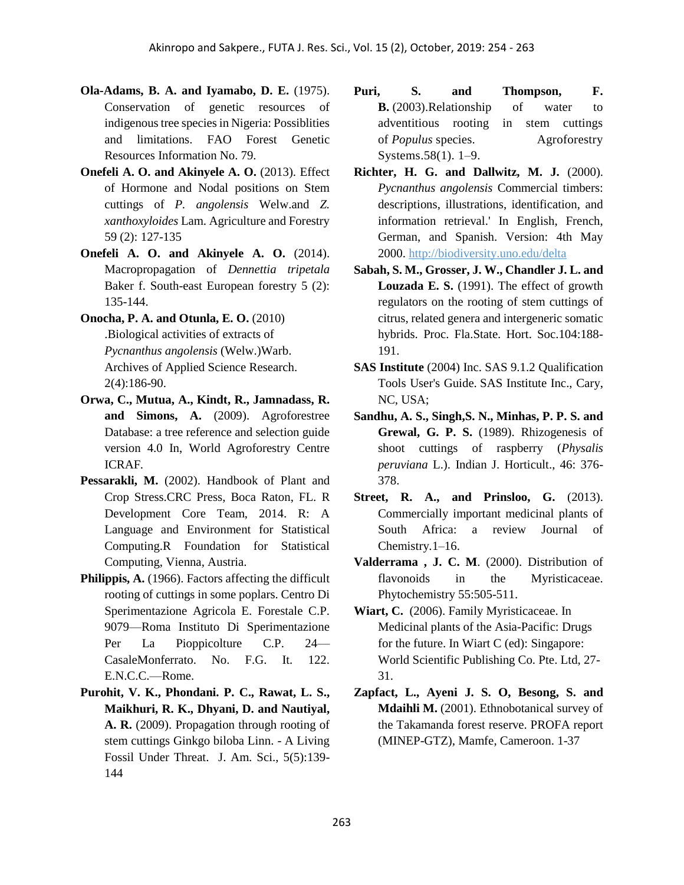**Ola-Adams, B. A. and Iyamabo, D. E.** (1975). Conservation of genetic resources of indigenous tree species in Nigeria: Possiblities and limitations. FAO Forest Genetic Resources Information No. 79.

**Onefeli A. O. and Akinyele A. O.** (2013). Effect of Hormone and Nodal positions on Stem cuttings of *P. angolensis* Welw.and *Z. xanthoxyloides* Lam. Agriculture and Forestry 59 (2): 127-135

**Onefeli A. O. and Akinyele A. O.** (2014). Macropropagation of *Dennettia tripetala* Baker f. South-east European forestry 5 (2): 135-144.

**Onocha, P. A. and Otunla, E. O.** (2010) .Biological activities of extracts of *Pycnanthus angolensis* (Welw.)Warb. Archives of Applied Science Research. 2(4):186-90.

**Orwa, C., Mutua, A., Kindt, R., Jamnadass, R. and Simons, A.** (2009). Agroforestree Database: a tree reference and selection guide version 4.0 In, World Agroforestry Centre ICRAF.

**Pessarakli, M.** (2002). Handbook of Plant and Crop Stress.CRC Press, Boca Raton, FL. R Development Core Team, 2014. R: A Language and Environment for Statistical Computing.R Foundation for Statistical Computing, Vienna, Austria.

**Philippis, A.** (1966). Factors affecting the difficult rooting of cuttings in some poplars. Centro Di Sperimentazione Agricola E. Forestale C.P. 9079—Roma Instituto Di Sperimentazione Per La Pioppicolture C.P. 24—CasaleMonferrato. No. F.G. It. 122. E.N.C.C.—Rome.

**Purohit, V. K., Phondani. P. C., Rawat, L. S., Maikhuri, R. K., Dhyani, D. and Nautiyal, A. R.** (2009). Propagation through rooting of stem cuttings Ginkgo biloba Linn. - A Living Fossil Under Threat. J. Am. Sci., 5(5):139-144

**Puri, S. and Thompson, F. B.** (2003).Relationship of water to adventitious rooting in stem cuttings of *Populus* species. Agroforestry Systems.58(1). 1–9.

**Richter, H. G. and Dallwitz, M. J.** (2000). *Pycnanthus angolensis* Commercial timbers: descriptions, illustrations, identification, and information retrieval.' In English, French, German, and Spanish. Version: 4th May 2000. http://biodiversity.uno.edu/delta

**Sabah, S. M., Grosser, J. W., Chandler J. L. and Louzada E. S.** (1991). The effect of growth regulators on the rooting of stem cuttings of citrus, related genera and intergeneric somatic hybrids. Proc. Fla.State. Hort. Soc.104:188-191.

**SAS Institute** (2004) Inc. SAS 9.1.2 Qualification Tools User's Guide. SAS Institute Inc., Cary, NC, USA;

**Sandhu, A. S., Singh,S. N., Minhas, P. P. S. and Grewal, G. P. S.** (1989). Rhizogenesis of shoot cuttings of raspberry (*Physalis peruviana* L.). Indian J. Horticult., 46: 376-378.

**Street, R. A., and Prinsloo, G.** (2013). Commercially important medicinal plants of South Africa: a review Journal of Chemistry.1–16.

**Valderrama , J. C. M**. (2000). Distribution of flavonoids in the Myristicaceae. Phytochemistry 55:505-511.

**Wiart, C.** (2006). Family Myristicaceae. In Medicinal plants of the Asia-Pacific: Drugs for the future. In Wiart C (ed): Singapore: World Scientific Publishing Co. Pte. Ltd, 27-31.

**Zapfact, L., Ayeni J. S. O, Besong, S. and Mdaihli M.** (2001). Ethnobotanical survey of the Takamanda forest reserve. PROFA report (MINEP-GTZ), Mamfe, Cameroon. 1-37